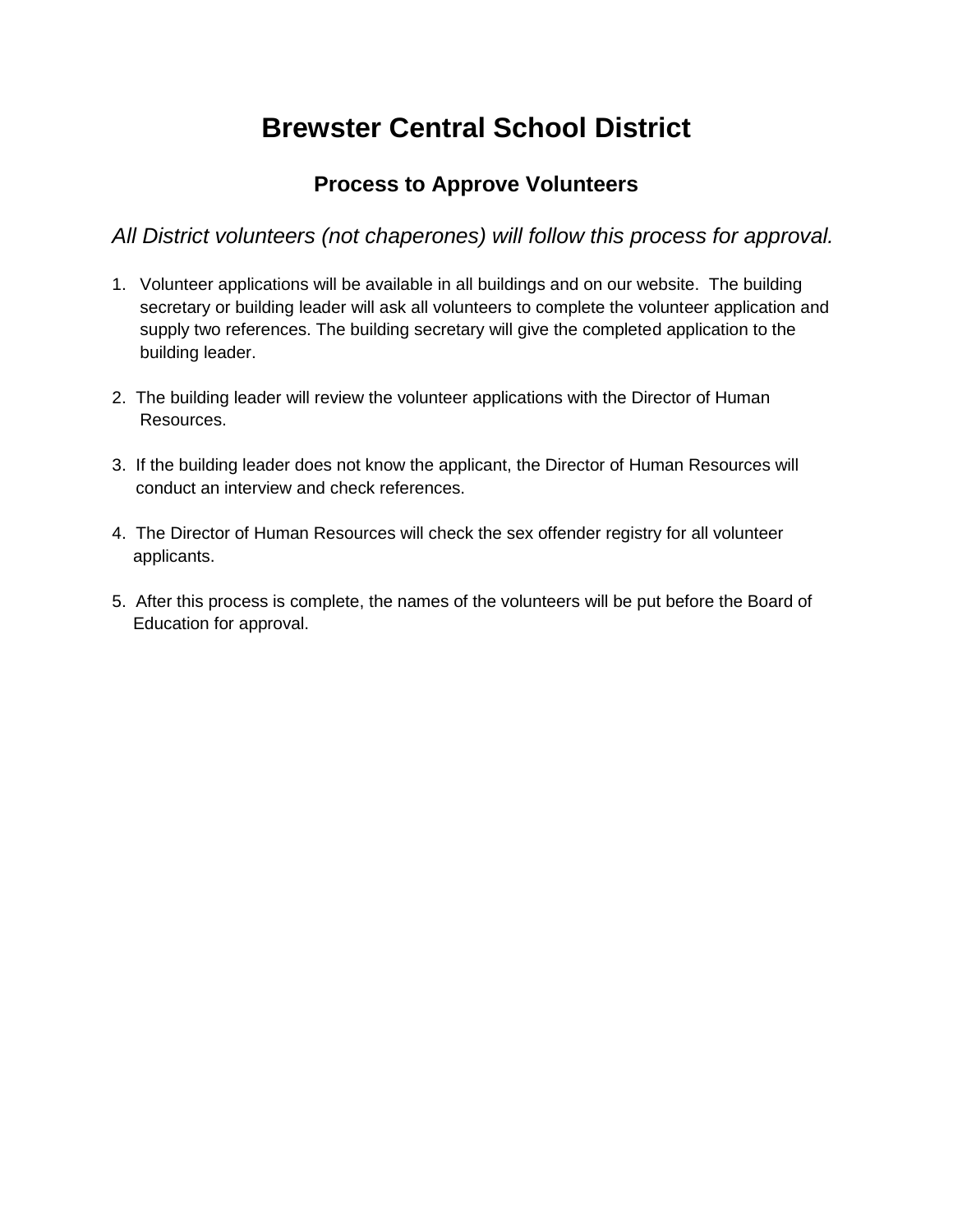# Brewster Central School District

## Process to Approve Volunteers

*All District volunteers (not chaperones) will follow this process for approval.*

1. Volunteer applications will be available in all buildings and on our website. The building secretary or building leader will ask all volunteers to complete the volunteer application and supply two references. The building secretary will give the completed application to the building leader.

2. The building leader will review the volunteer applications with the Director of Human Resources.

3. If the building leader does not know the applicant, the Director of Human Resources will conduct an interview and check references.

4. The Director of Human Resources will check the sex offender registry for all volunteer applicants.

5. After this process is complete, the names of the volunteers will be put before the Board of Education for approval.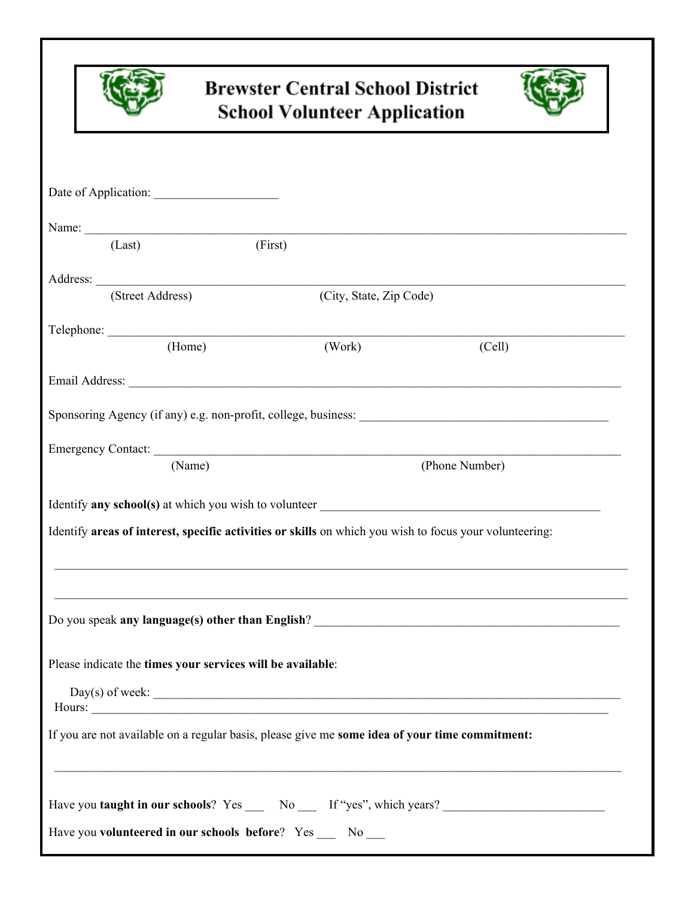# Brewster Central School District
## School Volunteer Application

Date of Application: ___________________

Name: ___________________________________________________________________________________
(Last) (First)

Address: _________________________________________________________________________________
(Street Address) (City, State, Zip Code)

Telephone: _______________________________________________________________________________
(Home) (Work) (Cell)

Email Address: ____________________________________________________________________________

Sponsoring Agency (if any) e.g. non-profit, college, business: ______________________________________

Emergency Contact: _________________________________________________________________________
(Name) (Phone Number)

Identify **any school(s)** at which you wish to volunteer ____________________________________________

Identify **areas of interest, specific activities or skills** on which you wish to focus your volunteering:

_________________________________________________________________________________________

_________________________________________________________________________________________

Do you speak **any language(s) other than English**? _______________________________________________

Please indicate the **times your services will be available**:

Day(s) of week: ___________________________________________________________________________

Hours: ___________________________________________________________________________________

If you are not available on a regular basis, please give me **some idea of your time commitment:**

_________________________________________________________________________________________

Have you **taught in our schools**? Yes ___ No ___ If "yes", which years? _________________________

Have you **volunteered in our schools before**? Yes ___ No ___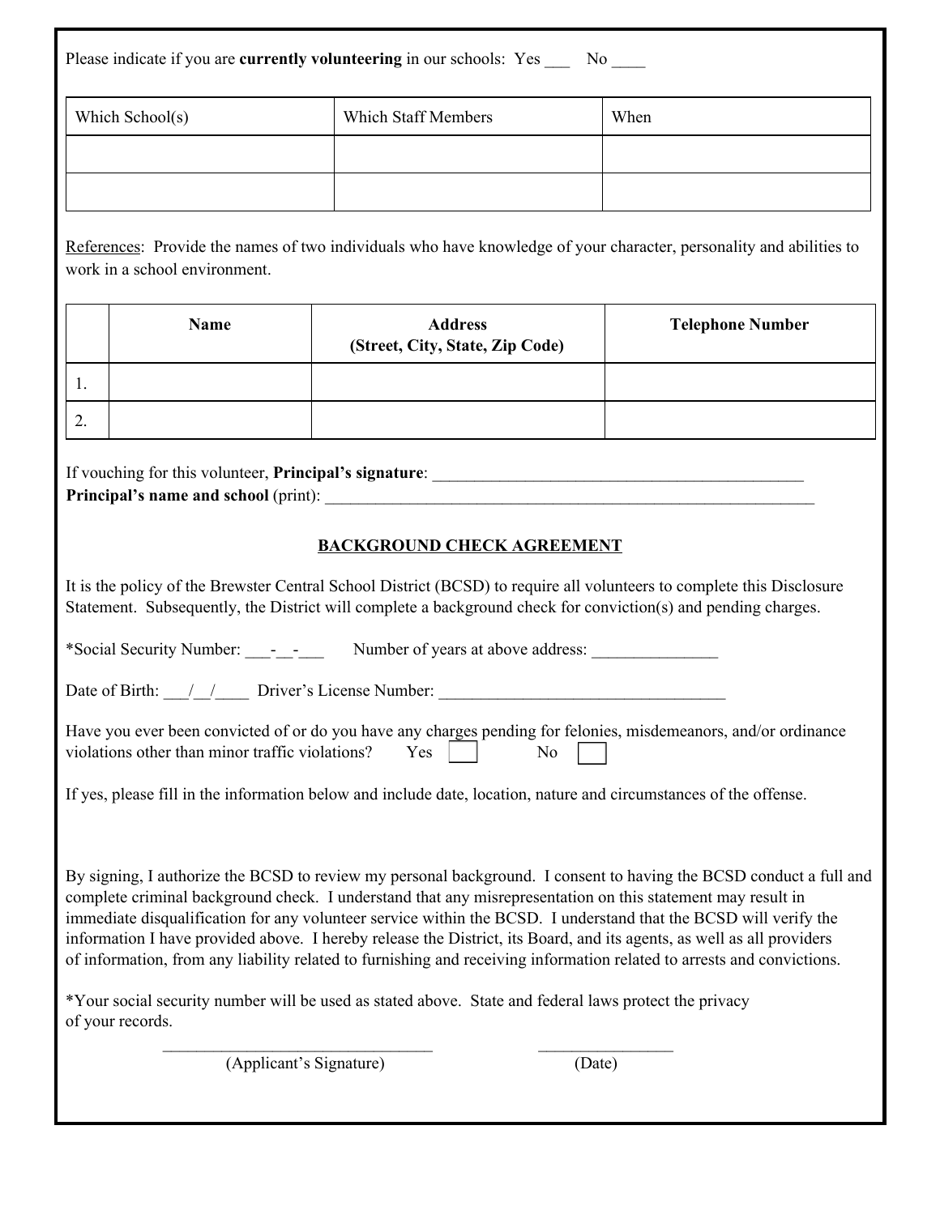Please indicate if you are **currently volunteering** in our schools: Yes ___ No ____

| Which School(s) | Which Staff Members | When |
| --- | --- | --- |
| | | |
| | | |

References: Provide the names of two individuals who have knowledge of your character, personality and abilities to work in a school environment.

| | **Name** | **Address (Street, City, State, Zip Code)** | **Telephone Number** |
| --- | --- | --- | --- |
| 1. | | | |
| 2. | | | |

If vouching for this volunteer, **Principal's signature**: ____________________________________________
**Principal's name and school** (print): ____________________________________________________________

## BACKGROUND CHECK AGREEMENT

It is the policy of the Brewster Central School District (BCSD) to require all volunteers to complete this Disclosure Statement. Subsequently, the District will complete a background check for conviction(s) and pending charges.

*Social Security Number: ___-__-___ Number of years at above address: _______________

Date of Birth: ___/__/____ Driver's License Number: __________________________________

Have you ever been convicted of or do you have any charges pending for felonies, misdemeanors, and/or ordinance violations other than minor traffic violations? Yes ☐ No ☐

If yes, please fill in the information below and include date, location, nature and circumstances of the offense.

By signing, I authorize the BCSD to review my personal background. I consent to having the BCSD conduct a full and complete criminal background check. I understand that any misrepresentation on this statement may result in immediate disqualification for any volunteer service within the BCSD. I understand that the BCSD will verify the information I have provided above. I hereby release the District, its Board, and its agents, as well as all providers of information, from any liability related to furnishing and receiving information related to arrests and convictions.

*Your social security number will be used as stated above. State and federal laws protect the privacy of your records.

_________________________________ (Applicant's Signature)

________________ (Date)